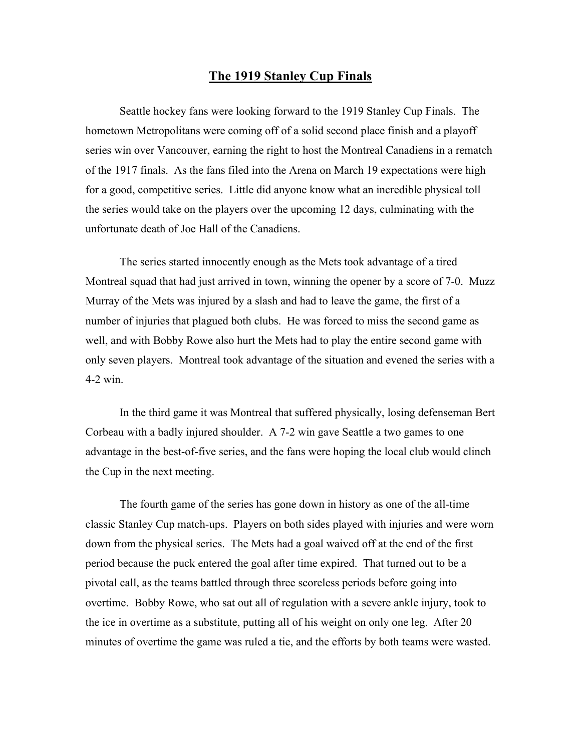# The 1919 Stanley Cup Finals

Seattle hockey fans were looking forward to the 1919 Stanley Cup Finals. The hometown Metropolitans were coming off of a solid second place finish and a playoff series win over Vancouver, earning the right to host the Montreal Canadiens in a rematch of the 1917 finals. As the fans filed into the Arena on March 19 expectations were high for a good, competitive series. Little did anyone know what an incredible physical toll the series would take on the players over the upcoming 12 days, culminating with the unfortunate death of Joe Hall of the Canadiens.

The series started innocently enough as the Mets took advantage of a tired Montreal squad that had just arrived in town, winning the opener by a score of 7-0. Muzz Murray of the Mets was injured by a slash and had to leave the game, the first of a number of injuries that plagued both clubs. He was forced to miss the second game as well, and with Bobby Rowe also hurt the Mets had to play the entire second game with only seven players. Montreal took advantage of the situation and evened the series with a 4-2 win.

In the third game it was Montreal that suffered physically, losing defenseman Bert Corbeau with a badly injured shoulder. A 7-2 win gave Seattle a two games to one advantage in the best-of-five series, and the fans were hoping the local club would clinch the Cup in the next meeting.

The fourth game of the series has gone down in history as one of the all-time classic Stanley Cup match-ups. Players on both sides played with injuries and were worn down from the physical series. The Mets had a goal waived off at the end of the first period because the puck entered the goal after time expired. That turned out to be a pivotal call, as the teams battled through three scoreless periods before going into overtime. Bobby Rowe, who sat out all of regulation with a severe ankle injury, took to the ice in overtime as a substitute, putting all of his weight on only one leg. After 20 minutes of overtime the game was ruled a tie, and the efforts by both teams were wasted.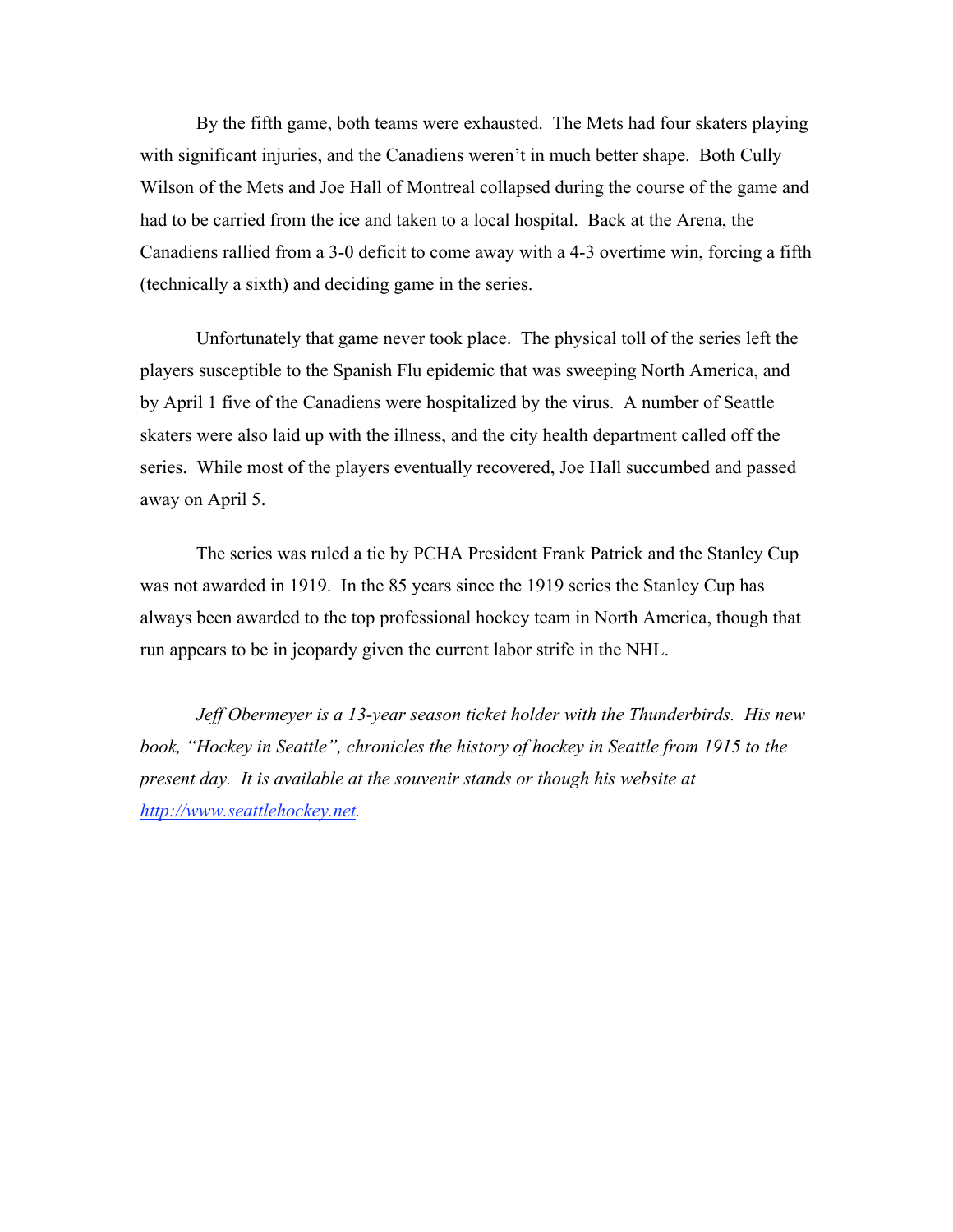By the fifth game, both teams were exhausted. The Mets had four skaters playing with significant injuries, and the Canadiens weren't in much better shape. Both Cully Wilson of the Mets and Joe Hall of Montreal collapsed during the course of the game and had to be carried from the ice and taken to a local hospital. Back at the Arena, the Canadiens rallied from a 3-0 deficit to come away with a 4-3 overtime win, forcing a fifth (technically a sixth) and deciding game in the series.

Unfortunately that game never took place. The physical toll of the series left the players susceptible to the Spanish Flu epidemic that was sweeping North America, and by April 1 five of the Canadiens were hospitalized by the virus. A number of Seattle skaters were also laid up with the illness, and the city health department called off the series. While most of the players eventually recovered, Joe Hall succumbed and passed away on April 5.

The series was ruled a tie by PCHA President Frank Patrick and the Stanley Cup was not awarded in 1919. In the 85 years since the 1919 series the Stanley Cup has always been awarded to the top professional hockey team in North America, though that run appears to be in jeopardy given the current labor strife in the NHL.

*Jeff Obermeyer is a 13-year season ticket holder with the Thunderbirds. His new book, "Hockey in Seattle", chronicles the history of hockey in Seattle from 1915 to the present day. It is available at the souvenir stands or though his website at [http://www.seattlehockey.net](http://www.seattlehockey.net).*